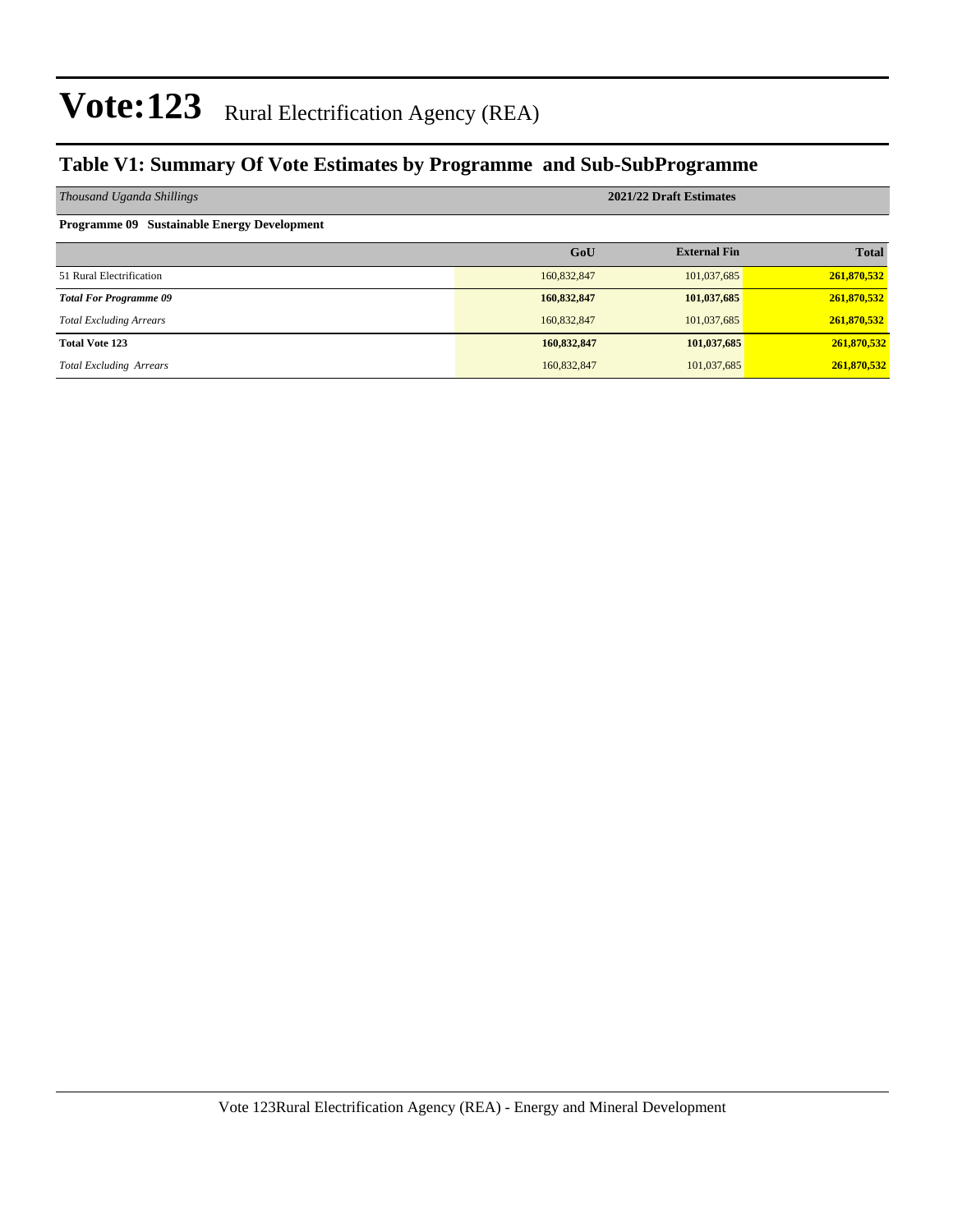# Vote:123 Rural Electrification Agency (REA)

## Table V1: Summary Of Vote Estimates by Programme and Sub-SubProgramme

| *Thousand Uganda Shillings* | 2021/22 Draft Estimates | | |
|---|---|---|---|
| **Programme 09 Sustainable Energy Development** | | | |
| | **GoU** | **External Fin** | **Total** |
| 51 Rural Electrification | 160,832,847 | 101,037,685 | **261,870,532** |
| ***Total For Programme 09*** | **160,832,847** | **101,037,685** | **261,870,532** |
| *Total Excluding Arrears* | 160,832,847 | 101,037,685 | **261,870,532** |
| **Total Vote 123** | **160,832,847** | **101,037,685** | **261,870,532** |
| *Total Excluding Arrears* | 160,832,847 | 101,037,685 | **261,870,532** |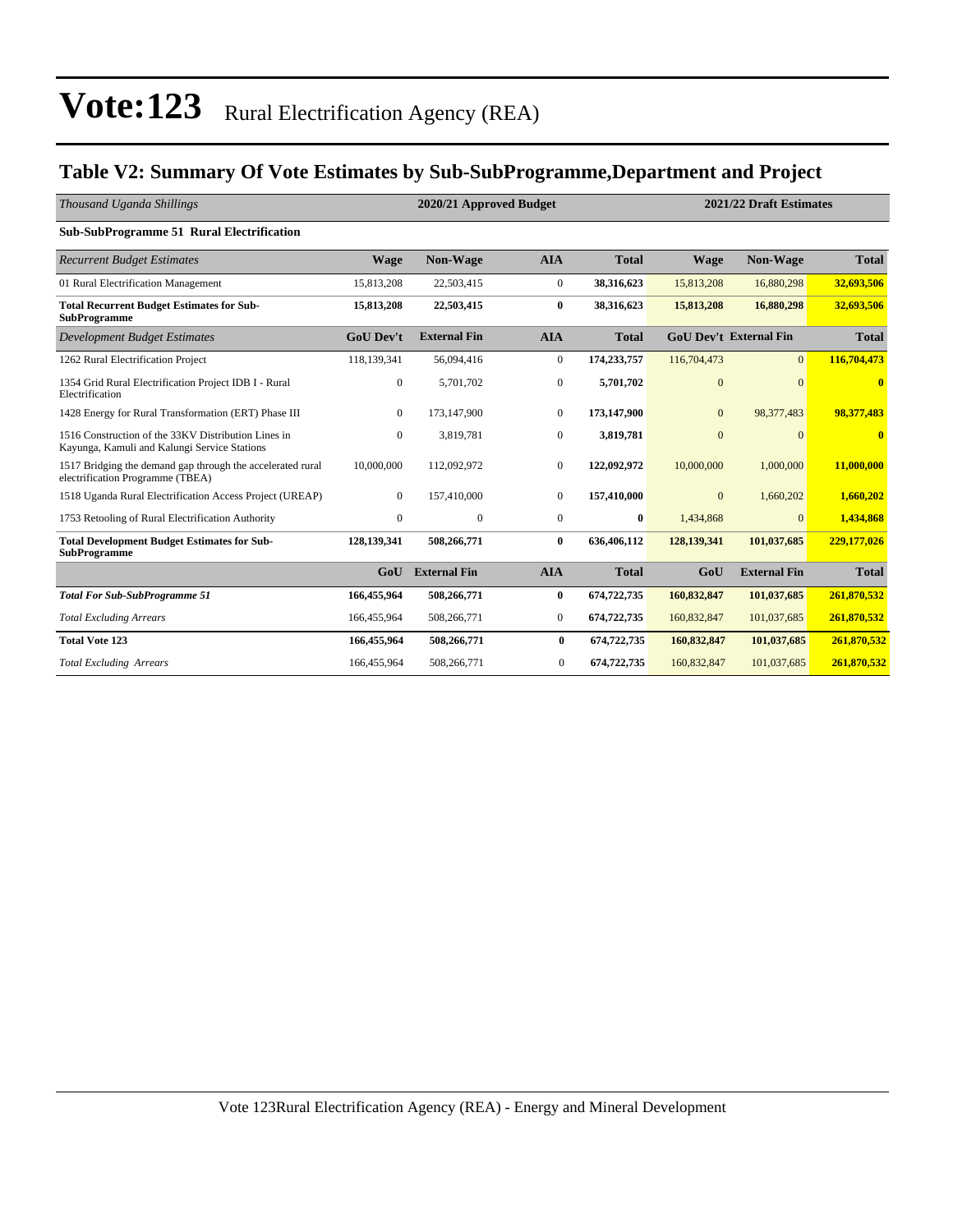# Vote:123 Rural Electrification Agency (REA)

## Table V2: Summary Of Vote Estimates by Sub-SubProgramme,Department and Project

| *Thousand Uganda Shillings* | 2020/21 Approved Budget | | | | 2021/22 Draft Estimates | | |
|---|---|---|---|---|---|---|---|
| **Sub-SubProgramme 51 Rural Electrification** | | | | | | | |
| *Recurrent Budget Estimates* | **Wage** | **Non-Wage** | **AIA** | **Total** | **Wage** | **Non-Wage** | **Total** |
| 01 Rural Electrification Management | 15,813,208 | 22,503,415 | 0 | **38,316,623** | 15,813,208 | 16,880,298 | **32,693,506** |
| **Total Recurrent Budget Estimates for Sub-SubProgramme** | **15,813,208** | **22,503,415** | **0** | **38,316,623** | **15,813,208** | **16,880,298** | **32,693,506** |
| *Development Budget Estimates* | **GoU Dev't** | **External Fin** | **AIA** | **Total** | **GoU Dev't** | **External Fin** | **Total** |
| 1262 Rural Electrification Project | 118,139,341 | 56,094,416 | 0 | **174,233,757** | 116,704,473 | 0 | **116,704,473** |
| 1354 Grid Rural Electrification Project IDB I - Rural Electrification | 0 | 5,701,702 | 0 | **5,701,702** | 0 | 0 | **0** |
| 1428 Energy for Rural Transformation (ERT) Phase III | 0 | 173,147,900 | 0 | **173,147,900** | 0 | 98,377,483 | **98,377,483** |
| 1516 Construction of the 33KV Distribution Lines in Kayunga, Kamuli and Kalungi Service Stations | 0 | 3,819,781 | 0 | **3,819,781** | 0 | 0 | **0** |
| 1517 Bridging the demand gap through the accelerated rural electrification Programme (TBEA) | 10,000,000 | 112,092,972 | 0 | **122,092,972** | 10,000,000 | 1,000,000 | **11,000,000** |
| 1518 Uganda Rural Electrification Access Project (UREAP) | 0 | 157,410,000 | 0 | **157,410,000** | 0 | 1,660,202 | **1,660,202** |
| 1753 Retooling of Rural Electrification Authority | 0 | 0 | 0 | **0** | 1,434,868 | 0 | **1,434,868** |
| **Total Development Budget Estimates for Sub-SubProgramme** | **128,139,341** | **508,266,771** | **0** | **636,406,112** | **128,139,341** | **101,037,685** | **229,177,026** |
| | **GoU** | **External Fin** | **AIA** | **Total** | **GoU** | **External Fin** | **Total** |
| ***Total For Sub-SubProgramme 51*** | **166,455,964** | **508,266,771** | **0** | **674,722,735** | **160,832,847** | **101,037,685** | **261,870,532** |
| *Total Excluding Arrears* | 166,455,964 | 508,266,771 | 0 | 674,722,735 | 160,832,847 | 101,037,685 | 261,870,532 |
| **Total Vote 123** | **166,455,964** | **508,266,771** | **0** | **674,722,735** | **160,832,847** | **101,037,685** | **261,870,532** |
| *Total Excluding Arrears* | 166,455,964 | 508,266,771 | 0 | 674,722,735 | 160,832,847 | 101,037,685 | 261,870,532 |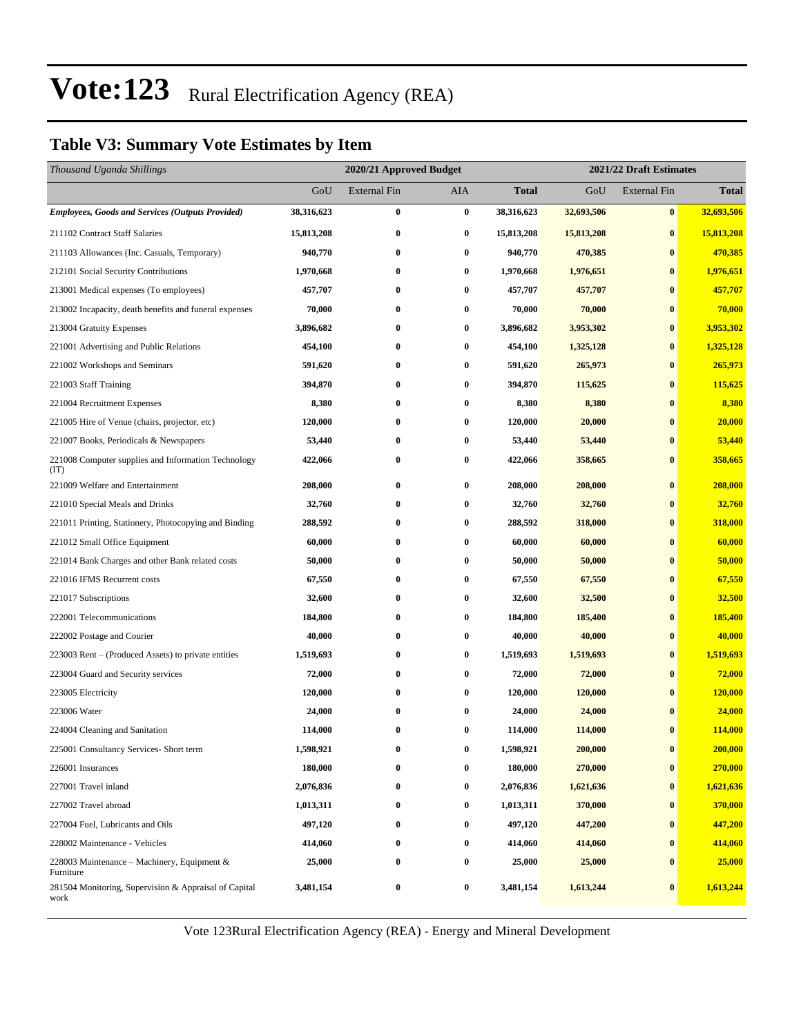# Vote:123 Rural Electrification Agency (REA)

## Table V3: Summary Vote Estimates by Item

| *Thousand Uganda Shillings* | 2020/21 Approved Budget | | | | 2021/22 Draft Estimates | | |
|---|---|---|---|---|---|---|---|
| | GoU | External Fin | AIA | **Total** | GoU | External Fin | **Total** |
| ***Employees, Goods and Services (Outputs Provided)*** | **38,316,623** | **0** | **0** | **38,316,623** | **32,693,506** | **0** | **32,693,506** |
| 211102 Contract Staff Salaries | **15,813,208** | **0** | **0** | **15,813,208** | **15,813,208** | **0** | **15,813,208** |
| 211103 Allowances (Inc. Casuals, Temporary) | **940,770** | **0** | **0** | **940,770** | **470,385** | **0** | **470,385** |
| 212101 Social Security Contributions | **1,970,668** | **0** | **0** | **1,970,668** | **1,976,651** | **0** | **1,976,651** |
| 213001 Medical expenses (To employees) | **457,707** | **0** | **0** | **457,707** | **457,707** | **0** | **457,707** |
| 213002 Incapacity, death benefits and funeral expenses | **70,000** | **0** | **0** | **70,000** | **70,000** | **0** | **70,000** |
| 213004 Gratuity Expenses | **3,896,682** | **0** | **0** | **3,896,682** | **3,953,302** | **0** | **3,953,302** |
| 221001 Advertising and Public Relations | **454,100** | **0** | **0** | **454,100** | **1,325,128** | **0** | **1,325,128** |
| 221002 Workshops and Seminars | **591,620** | **0** | **0** | **591,620** | **265,973** | **0** | **265,973** |
| 221003 Staff Training | **394,870** | **0** | **0** | **394,870** | **115,625** | **0** | **115,625** |
| 221004 Recruitment Expenses | **8,380** | **0** | **0** | **8,380** | **8,380** | **0** | **8,380** |
| 221005 Hire of Venue (chairs, projector, etc) | **120,000** | **0** | **0** | **120,000** | **20,000** | **0** | **20,000** |
| 221007 Books, Periodicals & Newspapers | **53,440** | **0** | **0** | **53,440** | **53,440** | **0** | **53,440** |
| 221008 Computer supplies and Information Technology (IT) | **422,066** | **0** | **0** | **422,066** | **358,665** | **0** | **358,665** |
| 221009 Welfare and Entertainment | **208,000** | **0** | **0** | **208,000** | **208,000** | **0** | **208,000** |
| 221010 Special Meals and Drinks | **32,760** | **0** | **0** | **32,760** | **32,760** | **0** | **32,760** |
| 221011 Printing, Stationery, Photocopying and Binding | **288,592** | **0** | **0** | **288,592** | **318,000** | **0** | **318,000** |
| 221012 Small Office Equipment | **60,000** | **0** | **0** | **60,000** | **60,000** | **0** | **60,000** |
| 221014 Bank Charges and other Bank related costs | **50,000** | **0** | **0** | **50,000** | **50,000** | **0** | **50,000** |
| 221016 IFMS Recurrent costs | **67,550** | **0** | **0** | **67,550** | **67,550** | **0** | **67,550** |
| 221017 Subscriptions | **32,600** | **0** | **0** | **32,600** | **32,500** | **0** | **32,500** |
| 222001 Telecommunications | **184,800** | **0** | **0** | **184,800** | **185,400** | **0** | **185,400** |
| 222002 Postage and Courier | **40,000** | **0** | **0** | **40,000** | **40,000** | **0** | **40,000** |
| 223003 Rent – (Produced Assets) to private entities | **1,519,693** | **0** | **0** | **1,519,693** | **1,519,693** | **0** | **1,519,693** |
| 223004 Guard and Security services | **72,000** | **0** | **0** | **72,000** | **72,000** | **0** | **72,000** |
| 223005 Electricity | **120,000** | **0** | **0** | **120,000** | **120,000** | **0** | **120,000** |
| 223006 Water | **24,000** | **0** | **0** | **24,000** | **24,000** | **0** | **24,000** |
| 224004 Cleaning and Sanitation | **114,000** | **0** | **0** | **114,000** | **114,000** | **0** | **114,000** |
| 225001 Consultancy Services- Short term | **1,598,921** | **0** | **0** | **1,598,921** | **200,000** | **0** | **200,000** |
| 226001 Insurances | **180,000** | **0** | **0** | **180,000** | **270,000** | **0** | **270,000** |
| 227001 Travel inland | **2,076,836** | **0** | **0** | **2,076,836** | **1,621,636** | **0** | **1,621,636** |
| 227002 Travel abroad | **1,013,311** | **0** | **0** | **1,013,311** | **370,000** | **0** | **370,000** |
| 227004 Fuel, Lubricants and Oils | **497,120** | **0** | **0** | **497,120** | **447,200** | **0** | **447,200** |
| 228002 Maintenance - Vehicles | **414,060** | **0** | **0** | **414,060** | **414,060** | **0** | **414,060** |
| 228003 Maintenance – Machinery, Equipment & Furniture | **25,000** | **0** | **0** | **25,000** | **25,000** | **0** | **25,000** |
| 281504 Monitoring, Supervision & Appraisal of Capital work | **3,481,154** | **0** | **0** | **3,481,154** | **1,613,244** | **0** | **1,613,244** |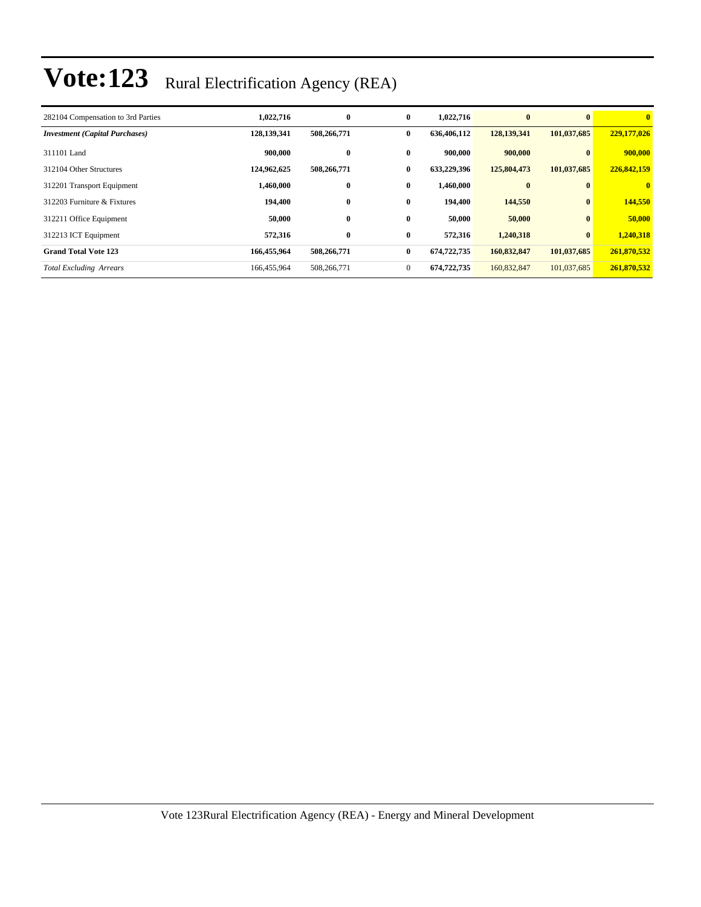# Vote:123 Rural Electrification Agency (REA)

| | | | | | | | |
|---|---|---|---|---|---|---|---|
| 282104 Compensation to 3rd Parties | 1,022,716 | 0 | 0 | 1,022,716 | 0 | 0 | 0 |
| ***Investment (Capital Purchases)*** | **128,139,341** | **508,266,771** | **0** | **636,406,112** | **128,139,341** | **101,037,685** | **229,177,026** |
| 311101 Land | 900,000 | 0 | 0 | 900,000 | 900,000 | 0 | 900,000 |
| 312104 Other Structures | 124,962,625 | 508,266,771 | 0 | 633,229,396 | 125,804,473 | 101,037,685 | 226,842,159 |
| 312201 Transport Equipment | 1,460,000 | 0 | 0 | 1,460,000 | 0 | 0 | 0 |
| 312203 Furniture & Fixtures | 194,400 | 0 | 0 | 194,400 | 144,550 | 0 | 144,550 |
| 312211 Office Equipment | 50,000 | 0 | 0 | 50,000 | 50,000 | 0 | 50,000 |
| 312213 ICT Equipment | 572,316 | 0 | 0 | 572,316 | 1,240,318 | 0 | 1,240,318 |
| **Grand Total Vote 123** | **166,455,964** | **508,266,771** | **0** | **674,722,735** | **160,832,847** | **101,037,685** | **261,870,532** |
| *Total Excluding Arrears* | 166,455,964 | 508,266,771 | 0 | 674,722,735 | 160,832,847 | 101,037,685 | 261,870,532 |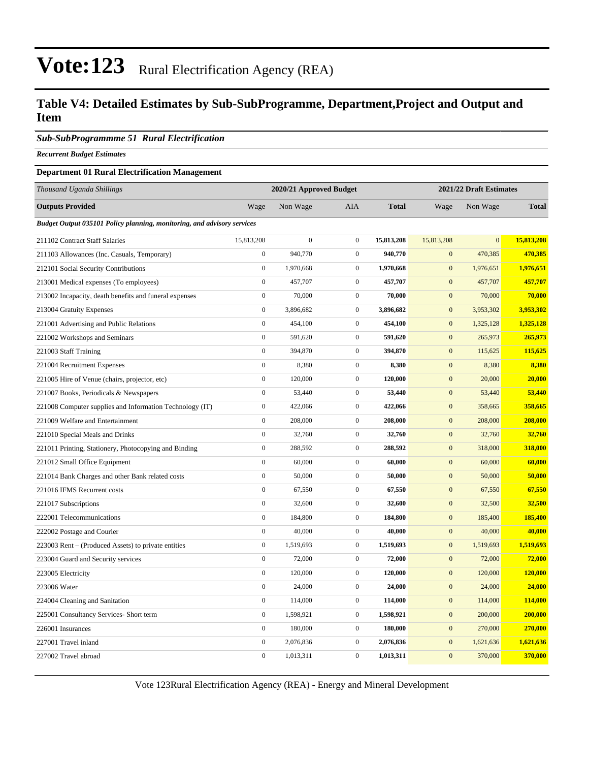# Vote:123 Rural Electrification Agency (REA)

## Table V4: Detailed Estimates by Sub-SubProgramme, Department,Project and Output and Item

### *Sub-SubProgrammme 51 Rural Electrification*

***Recurrent Budget Estimates***

**Department 01 Rural Electrification Management**

| *Thousand Uganda Shillings* | 2020/21 Approved Budget | | | | 2021/22 Draft Estimates | | |
|---|---|---|---|---|---|---|---|
| **Outputs Provided** | Wage | Non Wage | AIA | **Total** | Wage | Non Wage | **Total** |
| ***Budget Output 035101 Policy planning, monitoring, and advisory services*** | | | | | | | |
| 211102 Contract Staff Salaries | 15,813,208 | 0 | 0 | **15,813,208** | 15,813,208 | 0 | **15,813,208** |
| 211103 Allowances (Inc. Casuals, Temporary) | 0 | 940,770 | 0 | **940,770** | 0 | 470,385 | **470,385** |
| 212101 Social Security Contributions | 0 | 1,970,668 | 0 | **1,970,668** | 0 | 1,976,651 | **1,976,651** |
| 213001 Medical expenses (To employees) | 0 | 457,707 | 0 | **457,707** | 0 | 457,707 | **457,707** |
| 213002 Incapacity, death benefits and funeral expenses | 0 | 70,000 | 0 | **70,000** | 0 | 70,000 | **70,000** |
| 213004 Gratuity Expenses | 0 | 3,896,682 | 0 | **3,896,682** | 0 | 3,953,302 | **3,953,302** |
| 221001 Advertising and Public Relations | 0 | 454,100 | 0 | **454,100** | 0 | 1,325,128 | **1,325,128** |
| 221002 Workshops and Seminars | 0 | 591,620 | 0 | **591,620** | 0 | 265,973 | **265,973** |
| 221003 Staff Training | 0 | 394,870 | 0 | **394,870** | 0 | 115,625 | **115,625** |
| 221004 Recruitment Expenses | 0 | 8,380 | 0 | **8,380** | 0 | 8,380 | **8,380** |
| 221005 Hire of Venue (chairs, projector, etc) | 0 | 120,000 | 0 | **120,000** | 0 | 20,000 | **20,000** |
| 221007 Books, Periodicals & Newspapers | 0 | 53,440 | 0 | **53,440** | 0 | 53,440 | **53,440** |
| 221008 Computer supplies and Information Technology (IT) | 0 | 422,066 | 0 | **422,066** | 0 | 358,665 | **358,665** |
| 221009 Welfare and Entertainment | 0 | 208,000 | 0 | **208,000** | 0 | 208,000 | **208,000** |
| 221010 Special Meals and Drinks | 0 | 32,760 | 0 | **32,760** | 0 | 32,760 | **32,760** |
| 221011 Printing, Stationery, Photocopying and Binding | 0 | 288,592 | 0 | **288,592** | 0 | 318,000 | **318,000** |
| 221012 Small Office Equipment | 0 | 60,000 | 0 | **60,000** | 0 | 60,000 | **60,000** |
| 221014 Bank Charges and other Bank related costs | 0 | 50,000 | 0 | **50,000** | 0 | 50,000 | **50,000** |
| 221016 IFMS Recurrent costs | 0 | 67,550 | 0 | **67,550** | 0 | 67,550 | **67,550** |
| 221017 Subscriptions | 0 | 32,600 | 0 | **32,600** | 0 | 32,500 | **32,500** |
| 222001 Telecommunications | 0 | 184,800 | 0 | **184,800** | 0 | 185,400 | **185,400** |
| 222002 Postage and Courier | 0 | 40,000 | 0 | **40,000** | 0 | 40,000 | **40,000** |
| 223003 Rent – (Produced Assets) to private entities | 0 | 1,519,693 | 0 | **1,519,693** | 0 | 1,519,693 | **1,519,693** |
| 223004 Guard and Security services | 0 | 72,000 | 0 | **72,000** | 0 | 72,000 | **72,000** |
| 223005 Electricity | 0 | 120,000 | 0 | **120,000** | 0 | 120,000 | **120,000** |
| 223006 Water | 0 | 24,000 | 0 | **24,000** | 0 | 24,000 | **24,000** |
| 224004 Cleaning and Sanitation | 0 | 114,000 | 0 | **114,000** | 0 | 114,000 | **114,000** |
| 225001 Consultancy Services- Short term | 0 | 1,598,921 | 0 | **1,598,921** | 0 | 200,000 | **200,000** |
| 226001 Insurances | 0 | 180,000 | 0 | **180,000** | 0 | 270,000 | **270,000** |
| 227001 Travel inland | 0 | 2,076,836 | 0 | **2,076,836** | 0 | 1,621,636 | **1,621,636** |
| 227002 Travel abroad | 0 | 1,013,311 | 0 | **1,013,311** | 0 | 370,000 | **370,000** |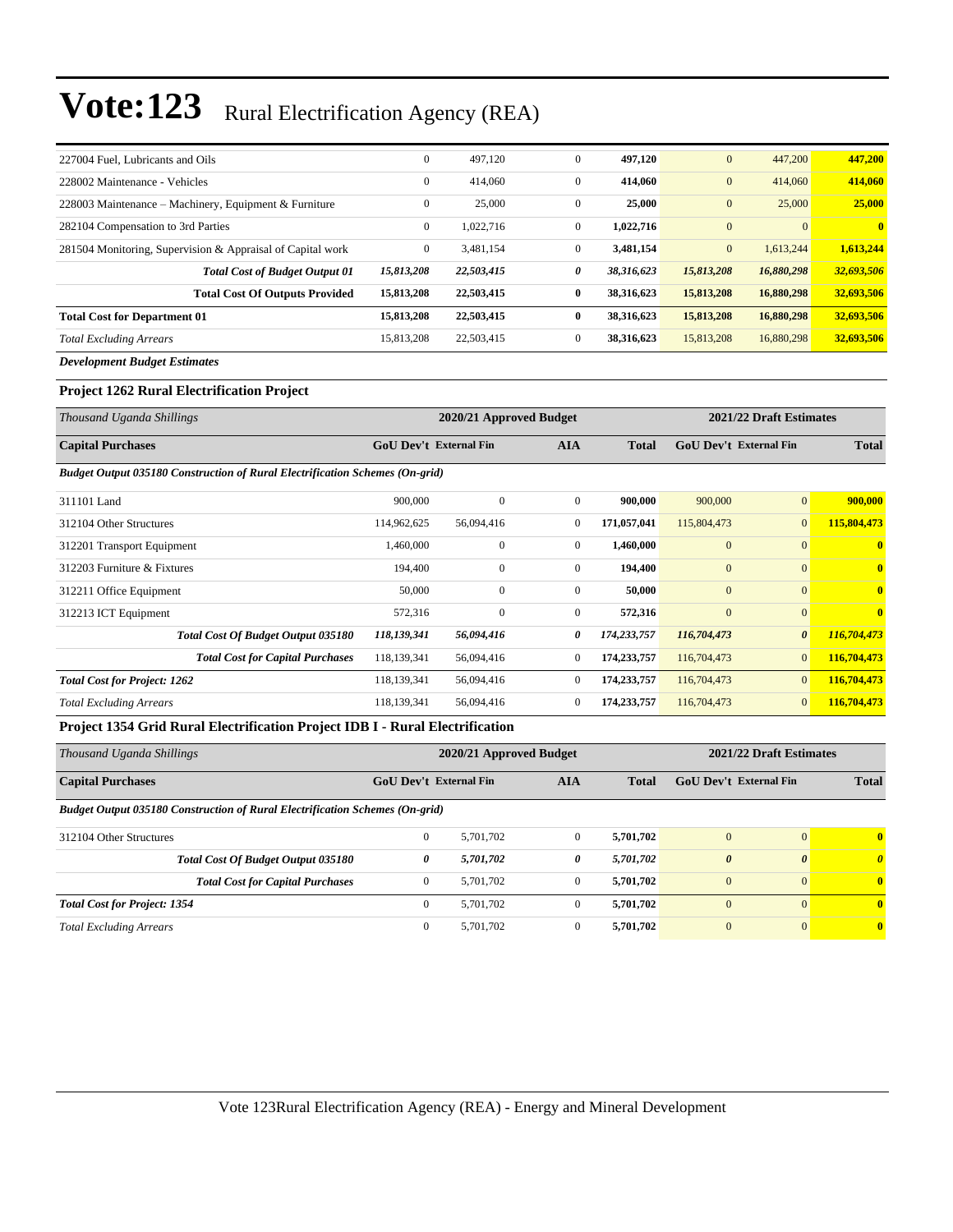# Vote:123 Rural Electrification Agency (REA)

| | | | | | | | |
|---|---|---|---|---|---|---|---|
| 227004 Fuel, Lubricants and Oils | 0 | 497,120 | 0 | **497,120** | 0 | 447,200 | **447,200** |
| 228002 Maintenance - Vehicles | 0 | 414,060 | 0 | **414,060** | 0 | 414,060 | **414,060** |
| 228003 Maintenance – Machinery, Equipment & Furniture | 0 | 25,000 | 0 | **25,000** | 0 | 25,000 | **25,000** |
| 282104 Compensation to 3rd Parties | 0 | 1,022,716 | 0 | **1,022,716** | 0 | 0 | **0** |
| 281504 Monitoring, Supervision & Appraisal of Capital work | 0 | 3,481,154 | 0 | **3,481,154** | 0 | 1,613,244 | **1,613,244** |
| ***Total Cost of Budget Output 01*** | ***15,813,208*** | ***22,503,415*** | ***0*** | ***38,316,623*** | ***15,813,208*** | ***16,880,298*** | ***32,693,506*** |
| **Total Cost Of Outputs Provided** | **15,813,208** | **22,503,415** | **0** | **38,316,623** | **15,813,208** | **16,880,298** | **32,693,506** |
| **Total Cost for Department 01** | **15,813,208** | **22,503,415** | **0** | **38,316,623** | **15,813,208** | **16,880,298** | **32,693,506** |
| *Total Excluding Arrears* | 15,813,208 | 22,503,415 | 0 | **38,316,623** | 15,813,208 | 16,880,298 | **32,693,506** |

***Development Budget Estimates***

### Project 1262 Rural Electrification Project

| *Thousand Uganda Shillings* | 2020/21 Approved Budget | | | | 2021/22 Draft Estimates | | |
|---|---|---|---|---|---|---|---|
| **Capital Purchases** | **GoU Dev't** | **External Fin** | **AIA** | **Total** | **GoU Dev't** | **External Fin** | **Total** |
| ***Budget Output 035180 Construction of Rural Electrification Schemes (On-grid)*** | | | | | | | |
| 311101 Land | 900,000 | 0 | 0 | **900,000** | 900,000 | 0 | **900,000** |
| 312104 Other Structures | 114,962,625 | 56,094,416 | 0 | **171,057,041** | 115,804,473 | 0 | **115,804,473** |
| 312201 Transport Equipment | 1,460,000 | 0 | 0 | **1,460,000** | 0 | 0 | **0** |
| 312203 Furniture & Fixtures | 194,400 | 0 | 0 | **194,400** | 0 | 0 | **0** |
| 312211 Office Equipment | 50,000 | 0 | 0 | **50,000** | 0 | 0 | **0** |
| 312213 ICT Equipment | 572,316 | 0 | 0 | **572,316** | 0 | 0 | **0** |
| ***Total Cost Of Budget Output 035180*** | ***118,139,341*** | ***56,094,416*** | ***0*** | ***174,233,757*** | ***116,704,473*** | ***0*** | ***116,704,473*** |
| ***Total Cost for Capital Purchases*** | 118,139,341 | 56,094,416 | 0 | 174,233,757 | 116,704,473 | 0 | **116,704,473** |
| ***Total Cost for Project: 1262*** | 118,139,341 | 56,094,416 | 0 | 174,233,757 | 116,704,473 | 0 | **116,704,473** |
| *Total Excluding Arrears* | 118,139,341 | 56,094,416 | 0 | **174,233,757** | 116,704,473 | 0 | **116,704,473** |

### Project 1354 Grid Rural Electrification Project IDB I - Rural Electrification

| *Thousand Uganda Shillings* | 2020/21 Approved Budget | | | | 2021/22 Draft Estimates | | |
|---|---|---|---|---|---|---|---|
| **Capital Purchases** | **GoU Dev't** | **External Fin** | **AIA** | **Total** | **GoU Dev't** | **External Fin** | **Total** |
| ***Budget Output 035180 Construction of Rural Electrification Schemes (On-grid)*** | | | | | | | |
| 312104 Other Structures | 0 | 5,701,702 | 0 | **5,701,702** | 0 | 0 | **0** |
| ***Total Cost Of Budget Output 035180*** | ***0*** | ***5,701,702*** | ***0*** | ***5,701,702*** | ***0*** | ***0*** | ***0*** |
| ***Total Cost for Capital Purchases*** | 0 | 5,701,702 | 0 | 5,701,702 | 0 | 0 | **0** |
| ***Total Cost for Project: 1354*** | 0 | 5,701,702 | 0 | 5,701,702 | 0 | 0 | **0** |
| *Total Excluding Arrears* | 0 | 5,701,702 | 0 | **5,701,702** | 0 | 0 | **0** |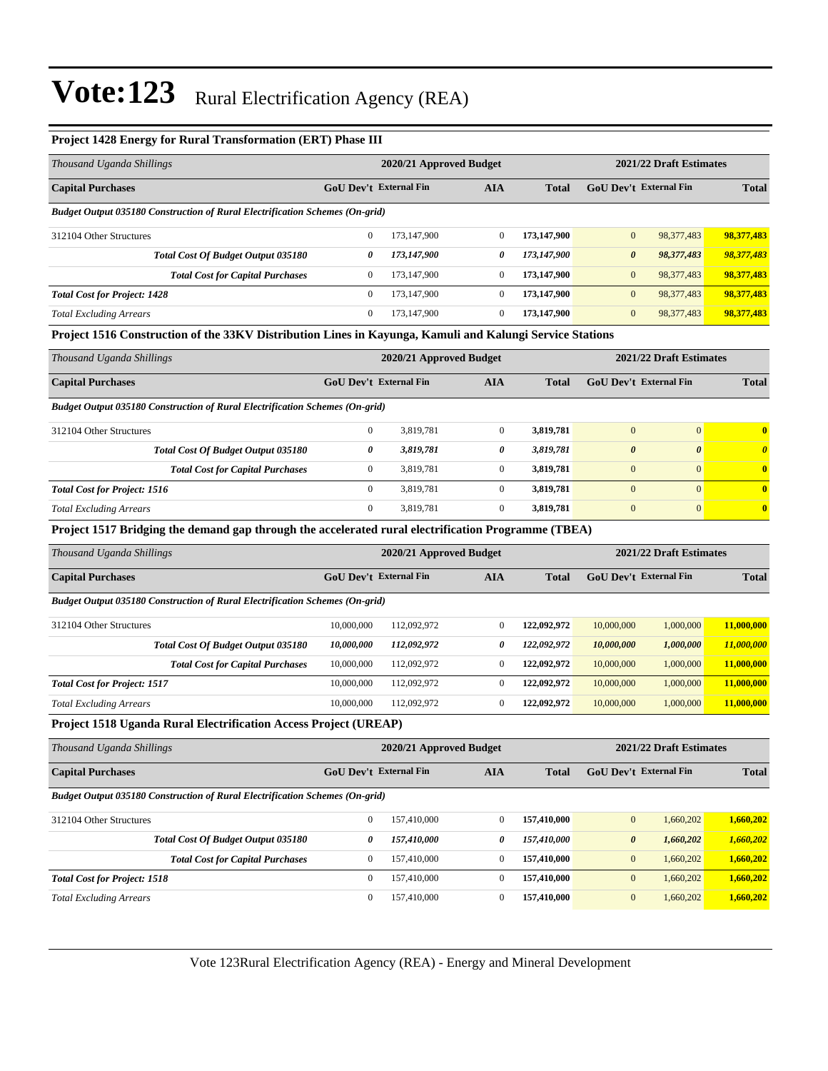# Vote:123 Rural Electrification Agency (REA)

### Project 1428 Energy for Rural Transformation (ERT) Phase III

| *Thousand Uganda Shillings* | 2020/21 Approved Budget | | | | 2021/22 Draft Estimates | | |
|---|---|---|---|---|---|---|---|
| **Capital Purchases** | **GoU Dev't** | **External Fin** | **AIA** | **Total** | **GoU Dev't** | **External Fin** | **Total** |
| ***Budget Output 035180 Construction of Rural Electrification Schemes (On-grid)*** | | | | | | | |
| 312104 Other Structures | 0 | 173,147,900 | 0 | **173,147,900** | 0 | 98,377,483 | **98,377,483** |
| ***Total Cost Of Budget Output 035180*** | ***0*** | ***173,147,900*** | ***0*** | ***173,147,900*** | ***0*** | ***98,377,483*** | ***98,377,483*** |
| ***Total Cost for Capital Purchases*** | 0 | 173,147,900 | 0 | **173,147,900** | 0 | 98,377,483 | **98,377,483** |
| ***Total Cost for Project: 1428*** | 0 | 173,147,900 | 0 | **173,147,900** | 0 | 98,377,483 | **98,377,483** |
| *Total Excluding Arrears* | 0 | 173,147,900 | 0 | **173,147,900** | 0 | 98,377,483 | **98,377,483** |

### Project 1516 Construction of the 33KV Distribution Lines in Kayunga, Kamuli and Kalungi Service Stations

| *Thousand Uganda Shillings* | 2020/21 Approved Budget | | | | 2021/22 Draft Estimates | | |
|---|---|---|---|---|---|---|---|
| **Capital Purchases** | **GoU Dev't** | **External Fin** | **AIA** | **Total** | **GoU Dev't** | **External Fin** | **Total** |
| ***Budget Output 035180 Construction of Rural Electrification Schemes (On-grid)*** | | | | | | | |
| 312104 Other Structures | 0 | 3,819,781 | 0 | **3,819,781** | 0 | 0 | **0** |
| ***Total Cost Of Budget Output 035180*** | ***0*** | ***3,819,781*** | ***0*** | ***3,819,781*** | ***0*** | ***0*** | ***0*** |
| ***Total Cost for Capital Purchases*** | 0 | 3,819,781 | 0 | **3,819,781** | 0 | 0 | **0** |
| ***Total Cost for Project: 1516*** | 0 | 3,819,781 | 0 | **3,819,781** | 0 | 0 | **0** |
| *Total Excluding Arrears* | 0 | 3,819,781 | 0 | **3,819,781** | 0 | 0 | **0** |

### Project 1517 Bridging the demand gap through the accelerated rural electrification Programme (TBEA)

| *Thousand Uganda Shillings* | 2020/21 Approved Budget | | | | 2021/22 Draft Estimates | | |
|---|---|---|---|---|---|---|---|
| **Capital Purchases** | **GoU Dev't** | **External Fin** | **AIA** | **Total** | **GoU Dev't** | **External Fin** | **Total** |
| ***Budget Output 035180 Construction of Rural Electrification Schemes (On-grid)*** | | | | | | | |
| 312104 Other Structures | 10,000,000 | 112,092,972 | 0 | **122,092,972** | 10,000,000 | 1,000,000 | **11,000,000** |
| ***Total Cost Of Budget Output 035180*** | ***10,000,000*** | ***112,092,972*** | ***0*** | ***122,092,972*** | ***10,000,000*** | ***1,000,000*** | ***11,000,000*** |
| ***Total Cost for Capital Purchases*** | 10,000,000 | 112,092,972 | 0 | **122,092,972** | 10,000,000 | 1,000,000 | **11,000,000** |
| ***Total Cost for Project: 1517*** | 10,000,000 | 112,092,972 | 0 | **122,092,972** | 10,000,000 | 1,000,000 | **11,000,000** |
| *Total Excluding Arrears* | 10,000,000 | 112,092,972 | 0 | **122,092,972** | 10,000,000 | 1,000,000 | **11,000,000** |

### Project 1518 Uganda Rural Electrification Access Project (UREAP)

| *Thousand Uganda Shillings* | 2020/21 Approved Budget | | | | 2021/22 Draft Estimates | | |
|---|---|---|---|---|---|---|---|
| **Capital Purchases** | **GoU Dev't** | **External Fin** | **AIA** | **Total** | **GoU Dev't** | **External Fin** | **Total** |
| ***Budget Output 035180 Construction of Rural Electrification Schemes (On-grid)*** | | | | | | | |
| 312104 Other Structures | 0 | 157,410,000 | 0 | **157,410,000** | 0 | 1,660,202 | **1,660,202** |
| ***Total Cost Of Budget Output 035180*** | ***0*** | ***157,410,000*** | ***0*** | ***157,410,000*** | ***0*** | ***1,660,202*** | ***1,660,202*** |
| ***Total Cost for Capital Purchases*** | 0 | 157,410,000 | 0 | **157,410,000** | 0 | 1,660,202 | **1,660,202** |
| ***Total Cost for Project: 1518*** | 0 | 157,410,000 | 0 | **157,410,000** | 0 | 1,660,202 | **1,660,202** |
| *Total Excluding Arrears* | 0 | 157,410,000 | 0 | **157,410,000** | 0 | 1,660,202 | **1,660,202** |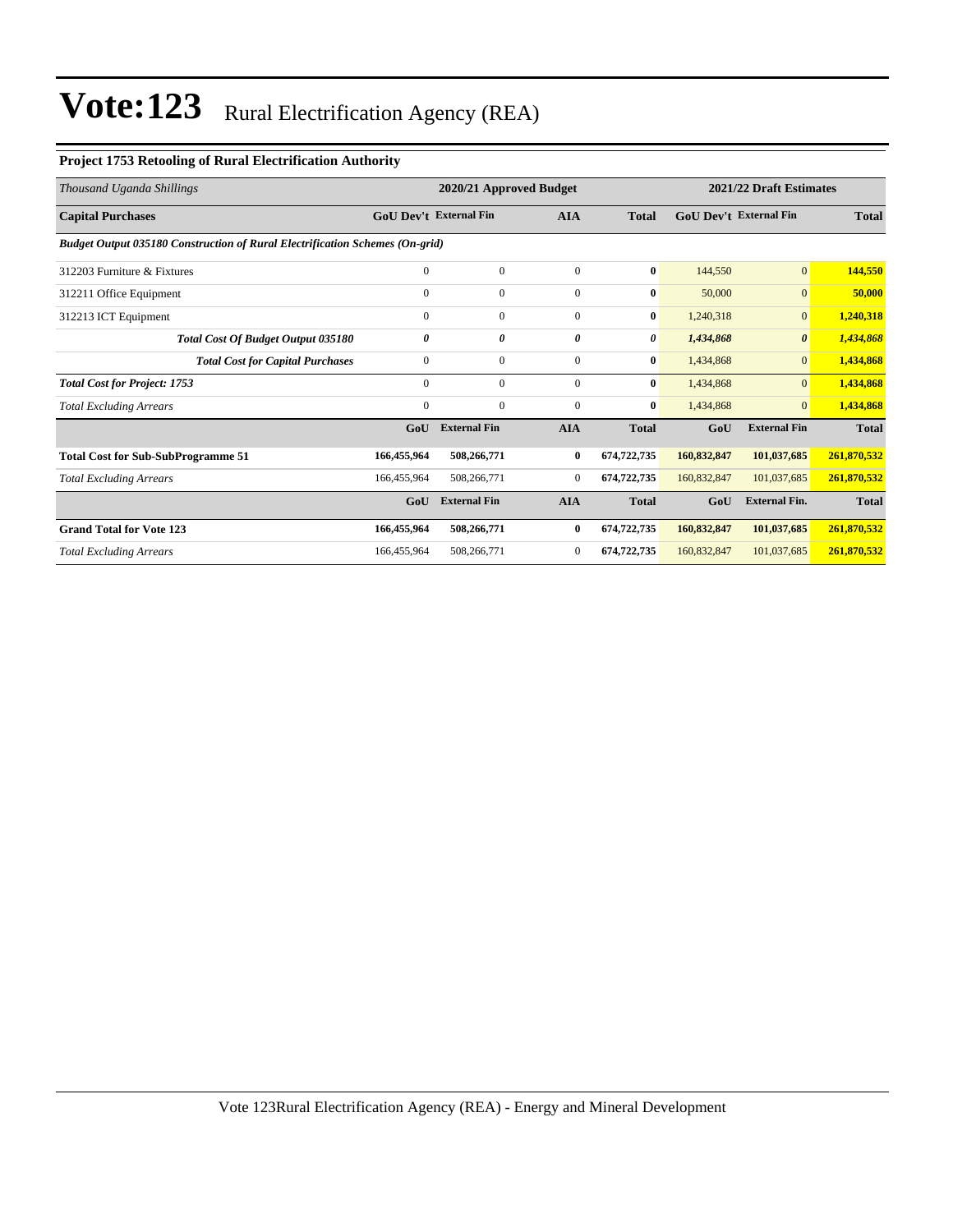# Vote:123 Rural Electrification Agency (REA)

**Project 1753 Retooling of Rural Electrification Authority**

| *Thousand Uganda Shillings* | 2020/21 Approved Budget | | | | 2021/22 Draft Estimates | | |
|---|---|---|---|---|---|---|---|
| **Capital Purchases** | **GoU Dev't** | **External Fin** | **AIA** | **Total** | **GoU Dev't** | **External Fin** | **Total** |
| ***Budget Output 035180 Construction of Rural Electrification Schemes (On-grid)*** | | | | | | | |
| 312203 Furniture & Fixtures | 0 | 0 | 0 | **0** | 144,550 | 0 | **144,550** |
| 312211 Office Equipment | 0 | 0 | 0 | **0** | 50,000 | 0 | **50,000** |
| 312213 ICT Equipment | 0 | 0 | 0 | **0** | 1,240,318 | 0 | **1,240,318** |
| ***Total Cost Of Budget Output 035180*** | ***0*** | ***0*** | ***0*** | ***0*** | ***1,434,868*** | ***0*** | ***1,434,868*** |
| ***Total Cost for Capital Purchases*** | 0 | 0 | 0 | **0** | 1,434,868 | 0 | **1,434,868** |
| ***Total Cost for Project: 1753*** | 0 | 0 | 0 | **0** | 1,434,868 | 0 | **1,434,868** |
| *Total Excluding Arrears* | 0 | 0 | 0 | **0** | 1,434,868 | 0 | **1,434,868** |
| | **GoU** | **External Fin** | **AIA** | **Total** | **GoU** | **External Fin** | **Total** |
| **Total Cost for Sub-SubProgramme 51** | **166,455,964** | **508,266,771** | **0** | **674,722,735** | **160,832,847** | **101,037,685** | **261,870,532** |
| *Total Excluding Arrears* | 166,455,964 | 508,266,771 | 0 | **674,722,735** | 160,832,847 | 101,037,685 | **261,870,532** |
| | **GoU** | **External Fin** | **AIA** | **Total** | **GoU** | **External Fin.** | **Total** |
| **Grand Total for Vote 123** | **166,455,964** | **508,266,771** | **0** | **674,722,735** | **160,832,847** | **101,037,685** | **261,870,532** |
| *Total Excluding Arrears* | 166,455,964 | 508,266,771 | 0 | **674,722,735** | 160,832,847 | 101,037,685 | **261,870,532** |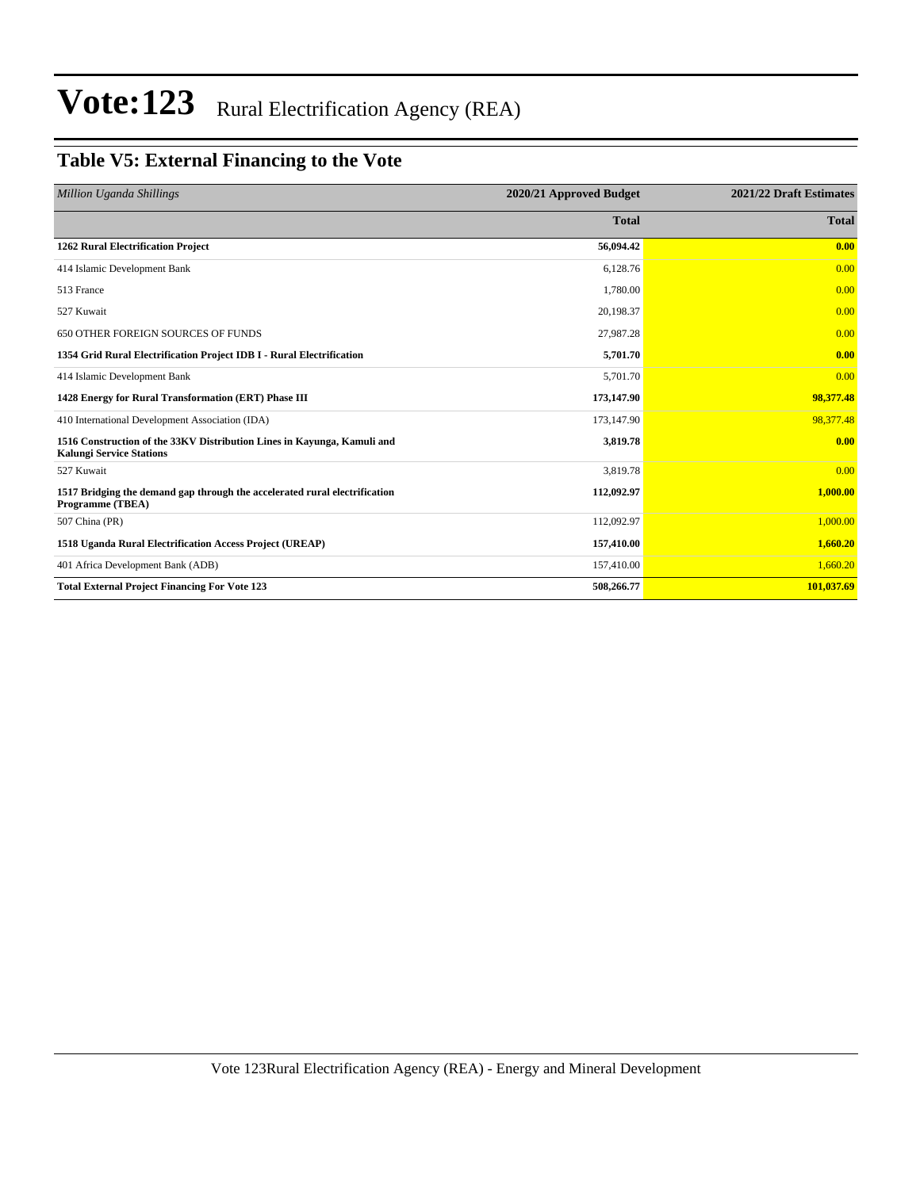# Vote:123 Rural Electrification Agency (REA)

## Table V5: External Financing to the Vote

| *Million Uganda Shillings* | 2020/21 Approved Budget | 2021/22 Draft Estimates |
|---|---|---|
| | **Total** | **Total** |
| **1262 Rural Electrification Project** | **56,094.42** | **0.00** |
| 414 Islamic Development Bank | 6,128.76 | 0.00 |
| 513 France | 1,780.00 | 0.00 |
| 527 Kuwait | 20,198.37 | 0.00 |
| 650 OTHER FOREIGN SOURCES OF FUNDS | 27,987.28 | 0.00 |
| **1354 Grid Rural Electrification Project IDB I - Rural Electrification** | **5,701.70** | **0.00** |
| 414 Islamic Development Bank | 5,701.70 | 0.00 |
| **1428 Energy for Rural Transformation (ERT) Phase III** | **173,147.90** | **98,377.48** |
| 410 International Development Association (IDA) | 173,147.90 | 98,377.48 |
| **1516 Construction of the 33KV Distribution Lines in Kayunga, Kamuli and Kalungi Service Stations** | **3,819.78** | **0.00** |
| 527 Kuwait | 3,819.78 | 0.00 |
| **1517 Bridging the demand gap through the accelerated rural electrification Programme (TBEA)** | **112,092.97** | **1,000.00** |
| 507 China (PR) | 112,092.97 | 1,000.00 |
| **1518 Uganda Rural Electrification Access Project (UREAP)** | **157,410.00** | **1,660.20** |
| 401 Africa Development Bank (ADB) | 157,410.00 | 1,660.20 |
| **Total External Project Financing For Vote 123** | **508,266.77** | **101,037.69** |